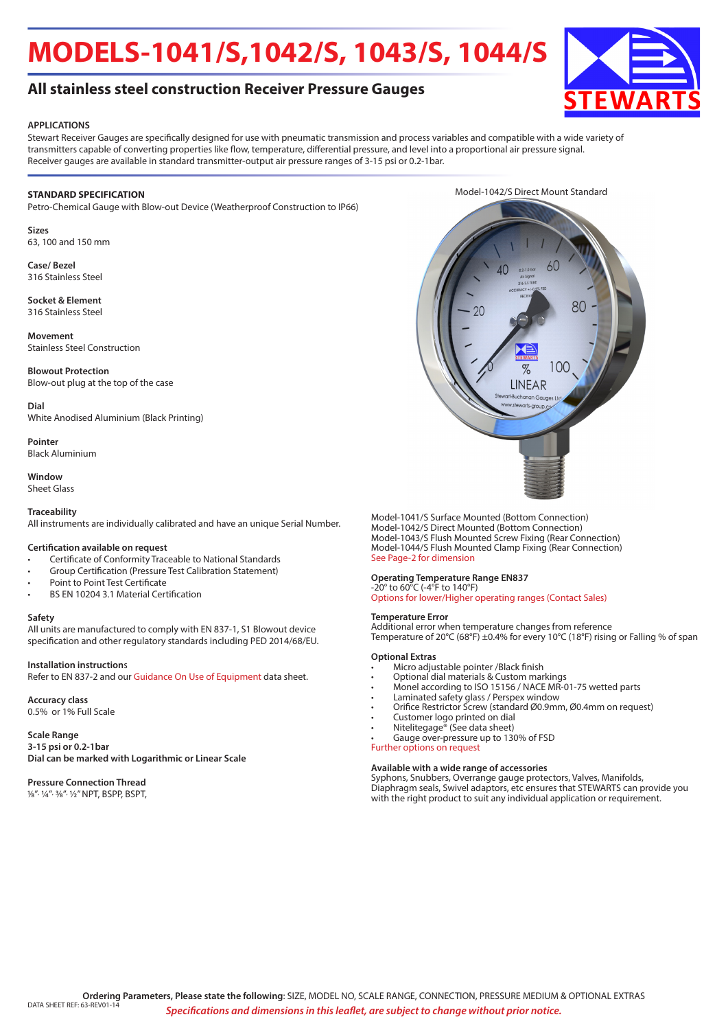# MODELS-1041/S,1042/S, 1043/S, 1044/S

## All stainless steel construction Receiver Pressure Gauges

STEWARTS

**APPLICATIONS**

Stewart Receiver Gauges are specifically designed for use with pneumatic transmission and process variables and compatible with a wide variety of transmitters capable of converting properties like flow, temperature, differential pressure, and level into a proportional air pressure signal.
Receiver gauges are available in standard transmitter-output air pressure ranges of 3-15 psi or 0.2-1bar.

**STANDARD SPECIFICATION**

Petro-Chemical Gauge with Blow-out Device (Weatherproof Construction to IP66)

**Sizes**
63, 100 and 150 mm

**Case/ Bezel**
316 Stainless Steel

**Socket & Element**
316 Stainless Steel

**Movement**
Stainless Steel Construction

**Blowout Protection**
Blow-out plug at the top of the case

**Dial**
White Anodised Aluminium (Black Printing)

**Pointer**
Black Aluminium

**Window**
Sheet Glass

**Traceability**
All instruments are individually calibrated and have an unique Serial Number.

**Certification available on request**

- Certificate of Conformity Traceable to National Standards
- Group Certification (Pressure Test Calibration Statement)
- Point to Point Test Certificate
- BS EN 10204 3.1 Material Certification

**Safety**
All units are manufactured to comply with EN 837-1, S1 Blowout device specification and other regulatory standards including PED 2014/68/EU.

**Installation instructions**
Refer to EN 837-2 and our Guidance On Use of Equipment data sheet.

**Accuracy class**
0.5% or 1% Full Scale

**Scale Range**
**3-15 psi or 0.2-1bar**
**Dial can be marked with Logarithmic or Linear Scale**

**Pressure Connection Thread**
⅛"· ¼"· ⅜"· ½" NPT, BSPP, BSPT,

Model-1042/S Direct Mount Standard

Model-1041/S Surface Mounted (Bottom Connection)
Model-1042/S Direct Mounted (Bottom Connection)
Model-1043/S Flush Mounted Screw Fixing (Rear Connection)
Model-1044/S Flush Mounted Clamp Fixing (Rear Connection)
See Page-2 for dimension

**Operating Temperature Range EN837**
-20° to 60°C (-4°F to 140°F)
Options for lower/Higher operating ranges (Contact Sales)

**Temperature Error**
Additional error when temperature changes from reference
Temperature of 20°C (68°F) ±0.4% for every 10°C (18°F) rising or Falling % of span

**Optional Extras**

- Micro adjustable pointer /Black finish
- Optional dial materials & Custom markings
- Monel according to ISO 15156 / NACE MR-01-75 wetted parts
- Laminated safety glass / Perspex window
- Orifice Restrictor Screw (standard Ø0.9mm, Ø0.4mm on request)
- Customer logo printed on dial
- Nitelitegage® (See data sheet)
- Gauge over-pressure up to 130% of FSD

Further options on request

**Available with a wide range of accessories**
Syphons, Snubbers, Overrange gauge protectors, Valves, Manifolds, Diaphragm seals, Swivel adaptors, etc ensures that STEWARTS can provide you with the right product to suit any individual application or requirement.

**Ordering Parameters, Please state the following**: SIZE, MODEL NO, SCALE RANGE, CONNECTION, PRESSURE MEDIUM & OPTIONAL EXTRAS

DATA SHEET REF: 63-REV01-14

*Specifications and dimensions in this leaflet, are subject to change without prior notice.*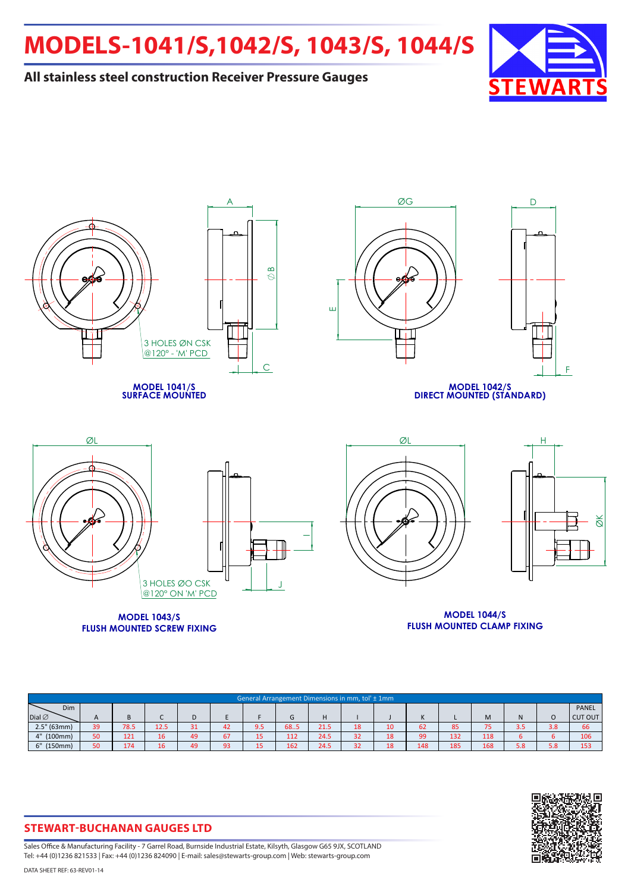# MODELS-1041/S,1042/S, 1043/S, 1044/S

**All stainless steel construction Receiver Pressure Gauges**

STEWARTS

A

ØB

3 HOLES ØN CSK
@120° - 'M' PCD

C

**MODEL 1041/S**
**SURFACE MOUNTED**

ØG

D

E

F

**MODEL 1042/S**
**DIRECT MOUNTED (STANDARD)**

ØL

I

3 HOLES ØO CSK
@120° ON 'M' PCD

J

**MODEL 1043/S**
**FLUSH MOUNTED SCREW FIXING**

ØL

H

ØK

**MODEL 1044/S**
**FLUSH MOUNTED CLAMP FIXING**

| General Arrangement Dimensions in mm, tol' ± 1mm | | | | | | | | | | | | | | | |
|---|---|---|---|---|---|---|---|---|---|---|---|---|---|---|---|
| Dim / Dial ∅ | A | B | C | D | E | F | G | H | I | J | K | L | M | N | O | PANEL CUT OUT |
| 2.5" (63mm) | 39 | 78.5 | 12.5 | 31 | 42 | 9.5 | 68..5 | 21.5 | 18 | 10 | 62 | 85 | 75 | 3.5 | 3.8 | 66 |
| 4" (100mm) | 50 | 121 | 16 | 49 | 67 | 15 | 112 | 24.5 | 32 | 18 | 99 | 132 | 118 | 6 | 6 | 106 |
| 6" (150mm) | 50 | 174 | 16 | 49 | 93 | 15 | 162 | 24.5 | 32 | 18 | 148 | 185 | 168 | 5.8 | 5.8 | 153 |

## STEWART-BUCHANAN GAUGES LTD

Sales Office & Manufacturing Facility - 7 Garrel Road, Burnside Industrial Estate, Kilsyth, Glasgow G65 9JX, SCOTLAND
Tel: +44 (0)1236 821533 | Fax: +44 (0)1236 824090 | E-mail: sales@stewarts-group.com | Web: stewarts-group.com

DATA SHEET REF: 63-REV01-14